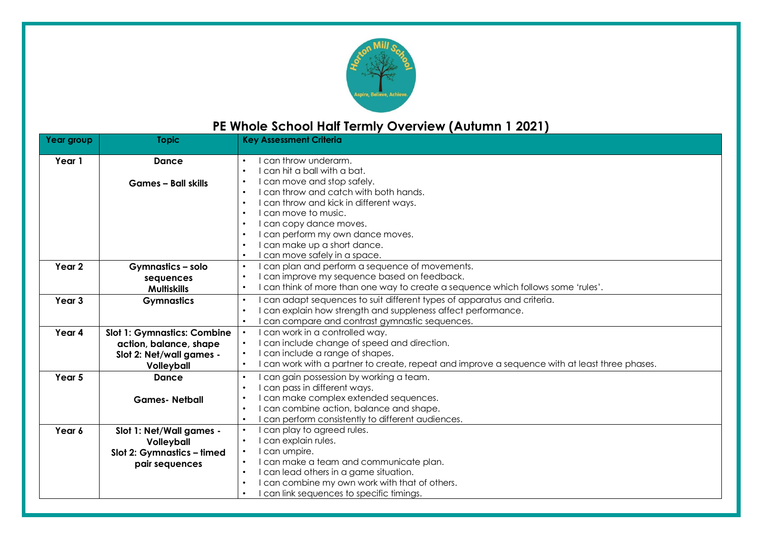# PE Whole School Half Termly Overview (Autumn 1 2021)

| Year group | Topic | Key Assessment Criteria |
|---|---|---|
| **Year 1** | **Dance**<br><br>**Games – Ball skills** | • I can throw underarm.<br>• I can hit a ball with a bat.<br>• I can move and stop safely.<br>• I can throw and catch with both hands.<br>• I can throw and kick in different ways.<br>• I can move to music.<br>• I can copy dance moves.<br>• I can perform my own dance moves.<br>• I can make up a short dance.<br>• I can move safely in a space. |
| **Year 2** | **Gymnastics – solo sequences**<br>**Multiskills** | • I can plan and perform a sequence of movements.<br>• I can improve my sequence based on feedback.<br>• I can think of more than one way to create a sequence which follows some 'rules'. |
| **Year 3** | **Gymnastics** | • I can adapt sequences to suit different types of apparatus and criteria.<br>• I can explain how strength and suppleness affect performance.<br>• I can compare and contrast gymnastic sequences. |
| **Year 4** | **Slot 1: Gymnastics: Combine action, balance, shape**<br>**Slot 2: Net/wall games - Volleyball** | • I can work in a controlled way.<br>• I can include change of speed and direction.<br>• I can include a range of shapes.<br>• I can work with a partner to create, repeat and improve a sequence with at least three phases. |
| **Year 5** | **Dance**<br><br>**Games- Netball** | • I can gain possession by working a team.<br>• I can pass in different ways.<br>• I can make complex extended sequences.<br>• I can combine action, balance and shape.<br>• I can perform consistently to different audiences. |
| **Year 6** | **Slot 1: Net/Wall games - Volleyball**<br>**Slot 2: Gymnastics – timed pair sequences** | • I can play to agreed rules.<br>• I can explain rules.<br>• I can umpire.<br>• I can make a team and communicate plan.<br>• I can lead others in a game situation.<br>• I can combine my own work with that of others.<br>• I can link sequences to specific timings. |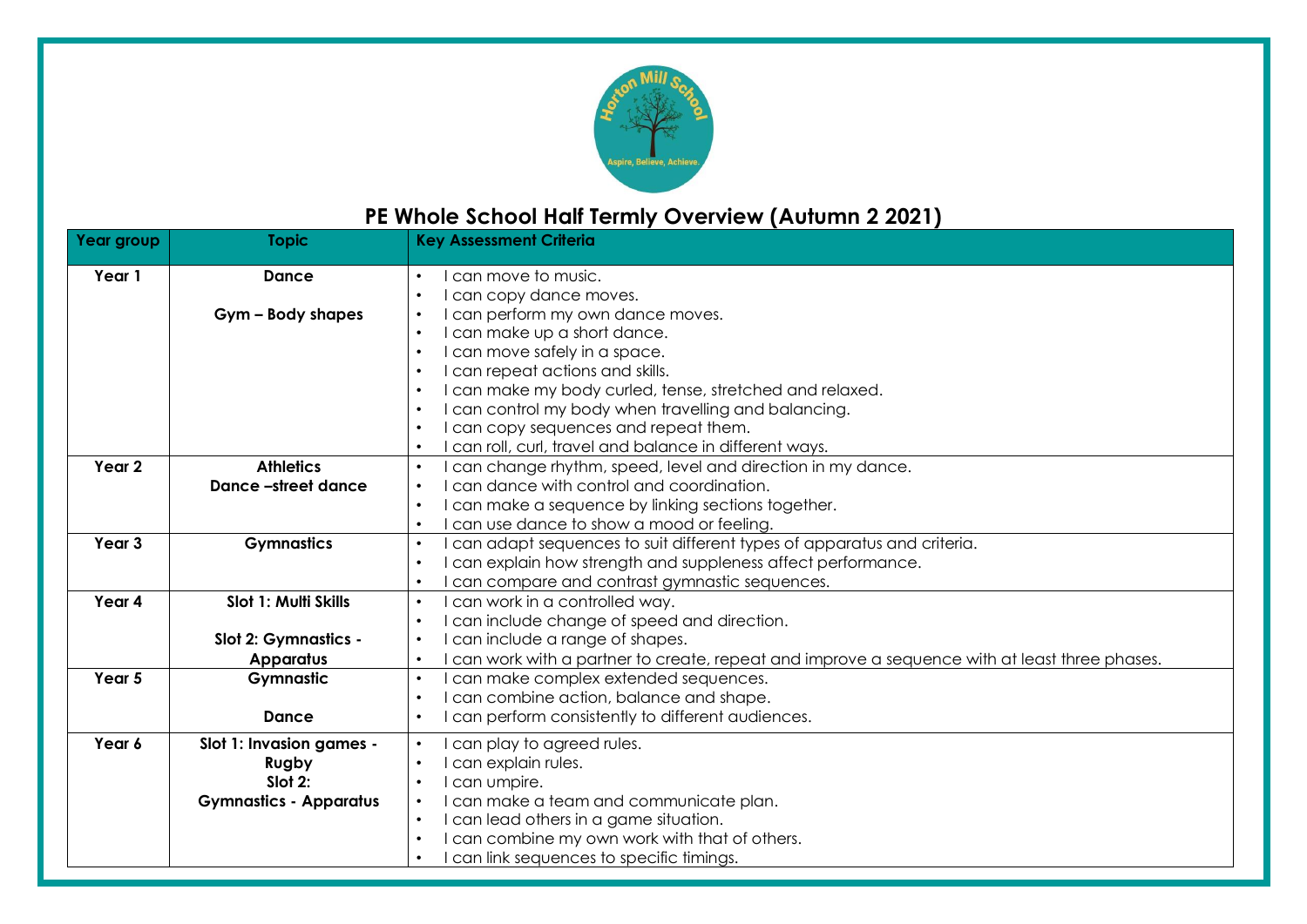# PE Whole School Half Termly Overview (Autumn 2 2021)

| Year group | Topic | Key Assessment Criteria |
| --- | --- | --- |
| Year 1 | **Dance**<br><br>**Gym – Body shapes** | • I can move to music.<br>• I can copy dance moves.<br>• I can perform my own dance moves.<br>• I can make up a short dance.<br>• I can move safely in a space.<br>• I can repeat actions and skills.<br>• I can make my body curled, tense, stretched and relaxed.<br>• I can control my body when travelling and balancing.<br>• I can copy sequences and repeat them.<br>• I can roll, curl, travel and balance in different ways. |
| Year 2 | **Athletics**<br>**Dance –street dance** | • I can change rhythm, speed, level and direction in my dance.<br>• I can dance with control and coordination.<br>• I can make a sequence by linking sections together.<br>• I can use dance to show a mood or feeling. |
| Year 3 | **Gymnastics** | • I can adapt sequences to suit different types of apparatus and criteria.<br>• I can explain how strength and suppleness affect performance.<br>• I can compare and contrast gymnastic sequences. |
| Year 4 | **Slot 1: Multi Skills**<br><br>**Slot 2: Gymnastics - Apparatus** | • I can work in a controlled way.<br>• I can include change of speed and direction.<br>• I can include a range of shapes.<br>• I can work with a partner to create, repeat and improve a sequence with at least three phases. |
| Year 5 | **Gymnastic**<br><br>**Dance** | • I can make complex extended sequences.<br>• I can combine action, balance and shape.<br>• I can perform consistently to different audiences. |
| Year 6 | **Slot 1: Invasion games - Rugby**<br>**Slot 2:**<br>**Gymnastics - Apparatus** | • I can play to agreed rules.<br>• I can explain rules.<br>• I can umpire.<br>• I can make a team and communicate plan.<br>• I can lead others in a game situation.<br>• I can combine my own work with that of others.<br>• I can link sequences to specific timings. |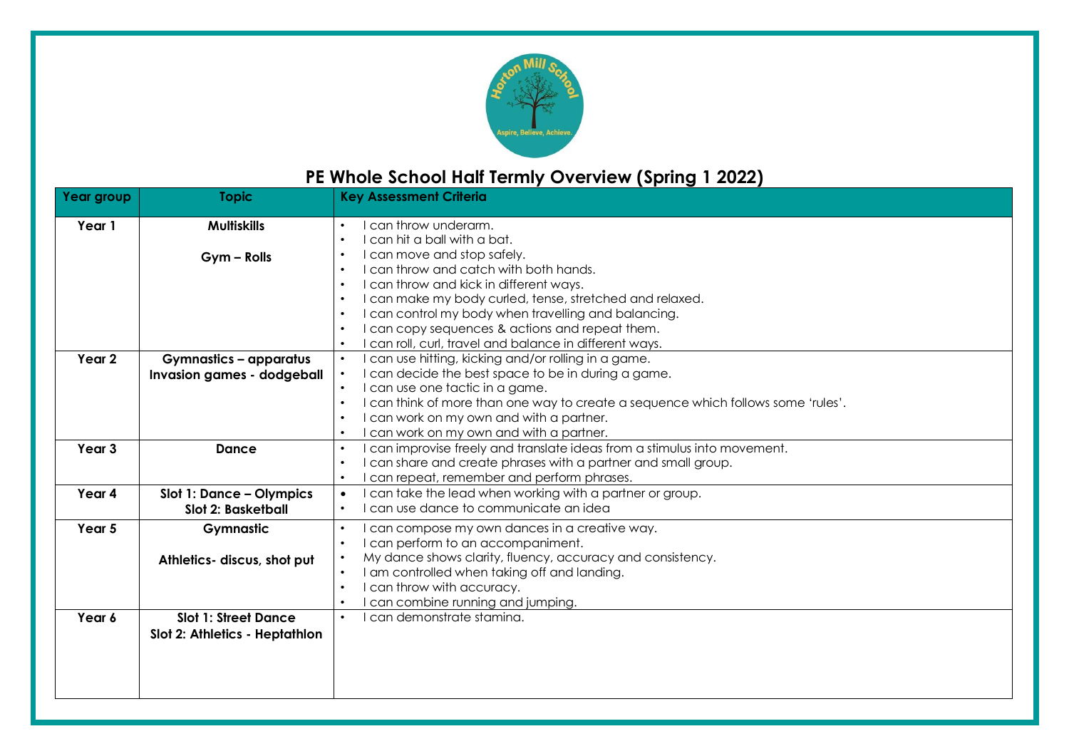# PE Whole School Half Termly Overview (Spring 1 2022)

| Year group | Topic | Key Assessment Criteria |
| --- | --- | --- |
| **Year 1** | **Multiskills**<br><br>**Gym – Rolls** | • I can throw underarm.<br>• I can hit a ball with a bat.<br>• I can move and stop safely.<br>• I can throw and catch with both hands.<br>• I can throw and kick in different ways.<br>• I can make my body curled, tense, stretched and relaxed.<br>• I can control my body when travelling and balancing.<br>• I can copy sequences & actions and repeat them.<br>• I can roll, curl, travel and balance in different ways. |
| **Year 2** | **Gymnastics – apparatus**<br>**Invasion games - dodgeball** | • I can use hitting, kicking and/or rolling in a game.<br>• I can decide the best space to be in during a game.<br>• I can use one tactic in a game.<br>• I can think of more than one way to create a sequence which follows some 'rules'.<br>• I can work on my own and with a partner.<br>• I can work on my own and with a partner. |
| **Year 3** | **Dance** | • I can improvise freely and translate ideas from a stimulus into movement.<br>• I can share and create phrases with a partner and small group.<br>• I can repeat, remember and perform phrases. |
| **Year 4** | **Slot 1: Dance – Olympics**<br>**Slot 2: Basketball** | • I can take the lead when working with a partner or group.<br>• I can use dance to communicate an idea |
| **Year 5** | **Gymnastic**<br><br>**Athletics- discus, shot put** | • I can compose my own dances in a creative way.<br>• I can perform to an accompaniment.<br>• My dance shows clarity, fluency, accuracy and consistency.<br>• I am controlled when taking off and landing.<br>• I can throw with accuracy.<br>• I can combine running and jumping. |
| **Year 6** | **Slot 1: Street Dance**<br>**Slot 2: Athletics - Heptathlon** | • I can demonstrate stamina. |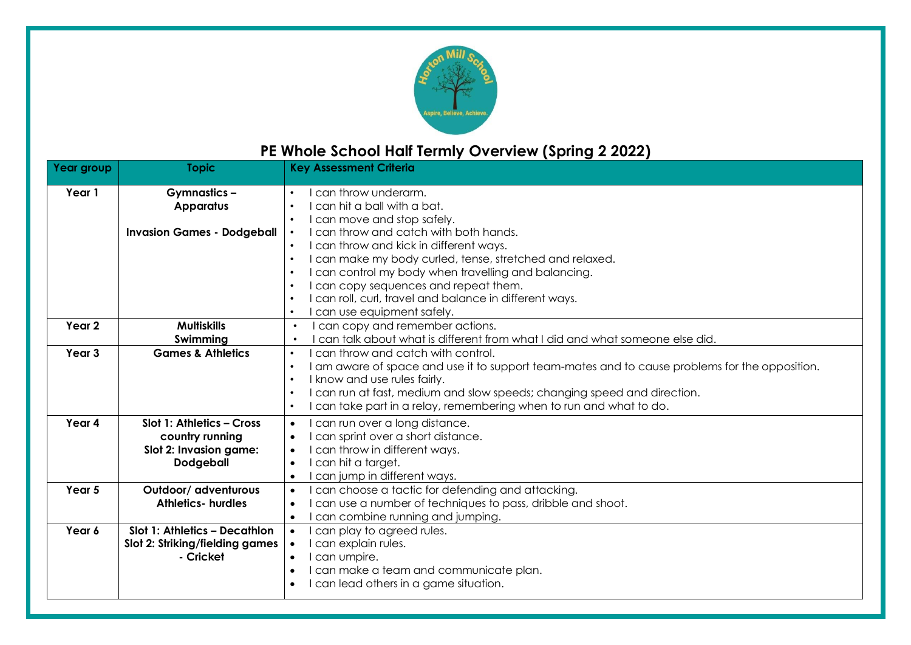# PE Whole School Half Termly Overview (Spring 2 2022)

| Year group | Topic | Key Assessment Criteria |
|---|---|---|
| Year 1 | **Gymnastics – Apparatus**<br><br>**Invasion Games - Dodgeball** | • I can throw underarm.<br>• I can hit a ball with a bat.<br>• I can move and stop safely.<br>• I can throw and catch with both hands.<br>• I can throw and kick in different ways.<br>• I can make my body curled, tense, stretched and relaxed.<br>• I can control my body when travelling and balancing.<br>• I can copy sequences and repeat them.<br>• I can roll, curl, travel and balance in different ways.<br>• I can use equipment safely. |
| Year 2 | **Multiskills**<br>**Swimming** | • I can copy and remember actions.<br>• I can talk about what is different from what I did and what someone else did. |
| Year 3 | **Games & Athletics** | • I can throw and catch with control.<br>• I am aware of space and use it to support team-mates and to cause problems for the opposition.<br>• I know and use rules fairly.<br>• I can run at fast, medium and slow speeds; changing speed and direction.<br>• I can take part in a relay, remembering when to run and what to do. |
| Year 4 | **Slot 1: Athletics – Cross country running**<br>**Slot 2: Invasion game: Dodgeball** | • I can run over a long distance.<br>• I can sprint over a short distance.<br>• I can throw in different ways.<br>• I can hit a target.<br>• I can jump in different ways. |
| Year 5 | **Outdoor/ adventurous**<br>**Athletics- hurdles** | • I can choose a tactic for defending and attacking.<br>• I can use a number of techniques to pass, dribble and shoot.<br>• I can combine running and jumping. |
| Year 6 | **Slot 1: Athletics – Decathlon**<br>**Slot 2: Striking/fielding games - Cricket** | • I can play to agreed rules.<br>• I can explain rules.<br>• I can umpire.<br>• I can make a team and communicate plan.<br>• I can lead others in a game situation. |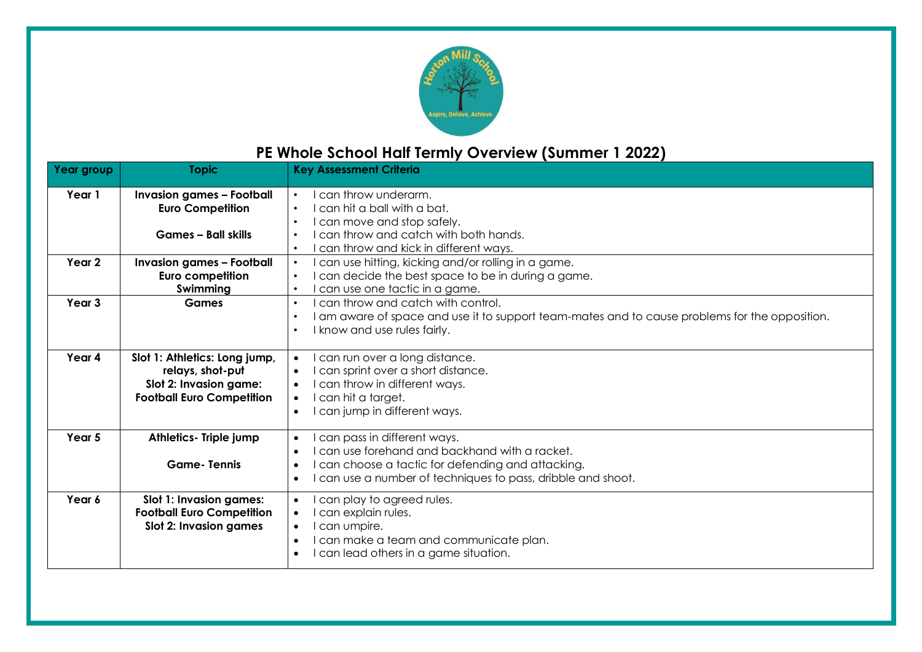# PE Whole School Half Termly Overview (Summer 1 2022)

| Year group | Topic | Key Assessment Criteria |
|---|---|---|
| **Year 1** | **Invasion games – Football Euro Competition**<br><br>**Games – Ball skills** | • I can throw underarm.<br>• I can hit a ball with a bat.<br>• I can move and stop safely.<br>• I can throw and catch with both hands.<br>• I can throw and kick in different ways. |
| **Year 2** | **Invasion games – Football Euro competition Swimming** | • I can use hitting, kicking and/or rolling in a game.<br>• I can decide the best space to be in during a game.<br>• I can use one tactic in a game. |
| **Year 3** | **Games** | • I can throw and catch with control.<br>• I am aware of space and use it to support team-mates and to cause problems for the opposition.<br>• I know and use rules fairly. |
| **Year 4** | **Slot 1: Athletics: Long jump, relays, shot-put**<br>**Slot 2: Invasion game: Football Euro Competition** | • I can run over a long distance.<br>• I can sprint over a short distance.<br>• I can throw in different ways.<br>• I can hit a target.<br>• I can jump in different ways. |
| **Year 5** | **Athletics- Triple jump**<br><br>**Game- Tennis** | • I can pass in different ways.<br>• I can use forehand and backhand with a racket.<br>• I can choose a tactic for defending and attacking.<br>• I can use a number of techniques to pass, dribble and shoot. |
| **Year 6** | **Slot 1: Invasion games: Football Euro Competition**<br>**Slot 2: Invasion games** | • I can play to agreed rules.<br>• I can explain rules.<br>• I can umpire.<br>• I can make a team and communicate plan.<br>• I can lead others in a game situation. |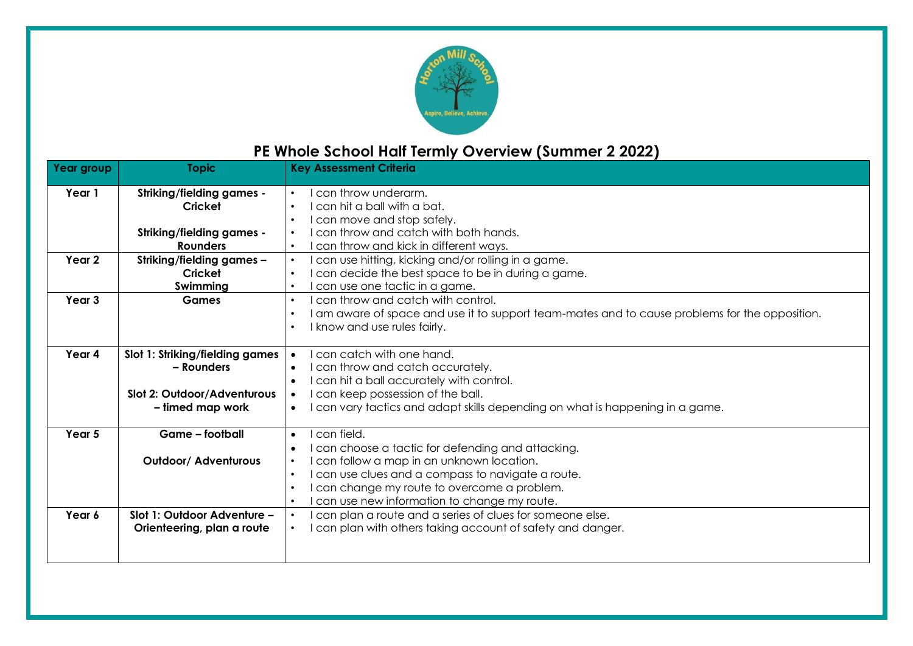# PE Whole School Half Termly Overview (Summer 2 2022)

| Year group | Topic | Key Assessment Criteria |
|---|---|---|
| Year 1 | **Striking/fielding games - Cricket**<br><br>**Striking/fielding games - Rounders** | • I can throw underarm.<br>• I can hit a ball with a bat.<br>• I can move and stop safely.<br>• I can throw and catch with both hands.<br>• I can throw and kick in different ways. |
| Year 2 | **Striking/fielding games – Cricket**<br>**Swimming** | • I can use hitting, kicking and/or rolling in a game.<br>• I can decide the best space to be in during a game.<br>• I can use one tactic in a game. |
| Year 3 | **Games** | • I can throw and catch with control.<br>• I am aware of space and use it to support team-mates and to cause problems for the opposition.<br>• I know and use rules fairly. |
| Year 4 | **Slot 1: Striking/fielding games – Rounders**<br><br>**Slot 2: Outdoor/Adventurous – timed map work** | • I can catch with one hand.<br>• I can throw and catch accurately.<br>• I can hit a ball accurately with control.<br>• I can keep possession of the ball.<br>• I can vary tactics and adapt skills depending on what is happening in a game. |
| Year 5 | **Game – football**<br><br>**Outdoor/ Adventurous** | • I can field.<br>• I can choose a tactic for defending and attacking.<br>• I can follow a map in an unknown location.<br>• I can use clues and a compass to navigate a route.<br>• I can change my route to overcome a problem.<br>• I can use new information to change my route. |
| Year 6 | **Slot 1: Outdoor Adventure – Orienteering, plan a route** | • I can plan a route and a series of clues for someone else.<br>• I can plan with others taking account of safety and danger. |